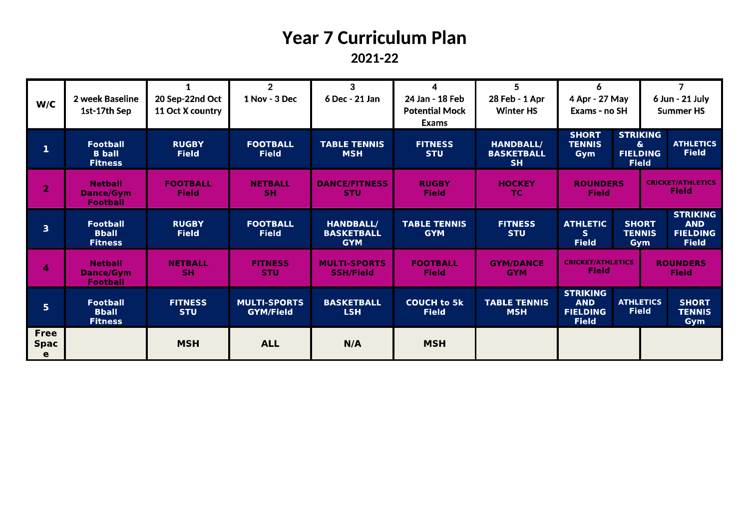# Year 7 Curriculum Plan

## 2021-22

| W/C | 2 week Baseline 1st-17th Sep | 1 20 Sep-22nd Oct 11 Oct X country | 2 1 Nov - 3 Dec | 3 6 Dec - 21 Jan | 4 24 Jan - 18 Feb Potential Mock Exams | 5 28 Feb - 1 Apr Winter HS | 6 4 Apr - 27 May Exams - no SH | 7 6 Jun - 21 July Summer HS |
|---|---|---|---|---|---|---|---|---|
| **1** | **Football B ball Fitness** | **RUGBY Field** | **FOOTBALL Field** | **TABLE TENNIS MSH** | **FITNESS STU** | **HANDBALL/ BASKETBALL SH** | **SHORT TENNIS Gym** / **STRIKING & FIELDING Field** | **ATHLETICS Field** |
| **2** | **Netball Dance/Gym Football** | **FOOTBALL Field** | **NETBALL SH** | **DANCE/FITNESS STU** | **RUGBY Field** | **HOCKEY TC** | **ROUNDERS Field** | **CRICKET/ATHLETICS Field** |
| **3** | **Football Bball Fitness** | **RUGBY Field** | **FOOTBALL Field** | **HANDBALL/ BASKETBALL GYM** | **TABLE TENNIS GYM** | **FITNESS STU** | **ATHLETICS Field** / **SHORT TENNIS Gym** | **STRIKING AND FIELDING Field** |
| **4** | **Netball Dance/Gym Football** | **NETBALL SH** | **FITNESS STU** | **MULTI-SPORTS SSH/Field** | **FOOTBALL Field** | **GYM/DANCE GYM** | **CRICKET/ATHLETICS Field** | **ROUNDERS Field** |
| **5** | **Football Bball Fitness** | **FITNESS STU** | **MULTI-SPORTS GYM/Field** | **BASKETBALL LSH** | **COUCH to 5k Field** | **TABLE TENNIS MSH** | **STRIKING AND FIELDING Field** / **ATHLETICS Field** | **SHORT TENNIS Gym** |
| **Free Space** | | **MSH** | **ALL** | **N/A** | **MSH** | | | |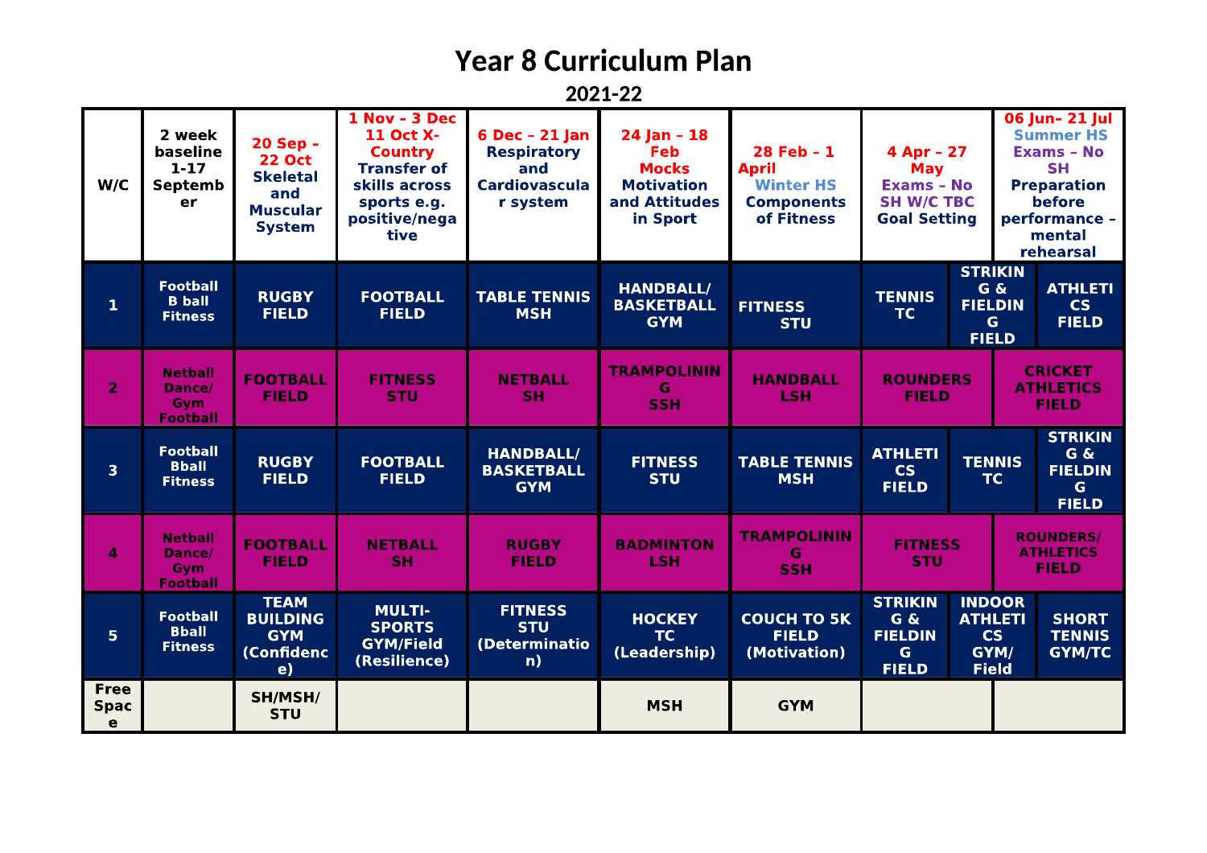# Year 8 Curriculum Plan

## 2021-22

| W/C | 2 week baseline 1-17 September | 20 Sep - 22 Oct Skeletal and Muscular System | 1 Nov - 3 Dec 11 Oct X-Country Transfer of skills across sports e.g. positive/negative | 6 Dec - 21 Jan Respiratory and Cardiovascular system | 24 Jan - 18 Feb Mocks Motivation and Attitudes in Sport | 28 Feb - 1 April Winter HS Components of Fitness | 4 Apr - 27 May Exams - No SH W/C TBC Goal Setting | | 06 Jun- 21 Jul Summer HS Exams - No SH Preparation before performance - mental rehearsal | |
|---|---|---|---|---|---|---|---|---|---|---|
| 1 | Football B ball Fitness | RUGBY FIELD | FOOTBALL FIELD | TABLE TENNIS MSH | HANDBALL/ BASKETBALL GYM | FITNESS STU | TENNIS TC | STRIKING & FIELDING FIELD | | ATHLETICS FIELD |
| 2 | Netball Dance/ Gym Football | FOOTBALL FIELD | FITNESS STU | NETBALL SH | TRAMPOLINING SSH | HANDBALL LSH | ROUNDERS FIELD | | CRICKET ATHLETICS FIELD | |
| 3 | Football Bball Fitness | RUGBY FIELD | FOOTBALL FIELD | HANDBALL/ BASKETBALL GYM | FITNESS STU | TABLE TENNIS MSH | ATHLETICS FIELD | TENNIS TC | | STRIKING & FIELDING FIELD |
| 4 | Netball Dance/ Gym Football | FOOTBALL FIELD | NETBALL SH | RUGBY FIELD | BADMINTON LSH | TRAMPOLINING SSH | FITNESS STU | | ROUNDERS/ ATHLETICS FIELD | |
| 5 | Football Bball Fitness | TEAM BUILDING GYM (Confidence) | MULTI-SPORTS GYM/Field (Resilience) | FITNESS STU (Determination) | HOCKEY TC (Leadership) | COUCH TO 5K FIELD (Motivation) | STRIKING & FIELDING FIELD | INDOOR ATHLETICS GYM/ Field | | SHORT TENNIS GYM/TC |
| Free Space | | SH/MSH/ STU | | | MSH | GYM | | | | |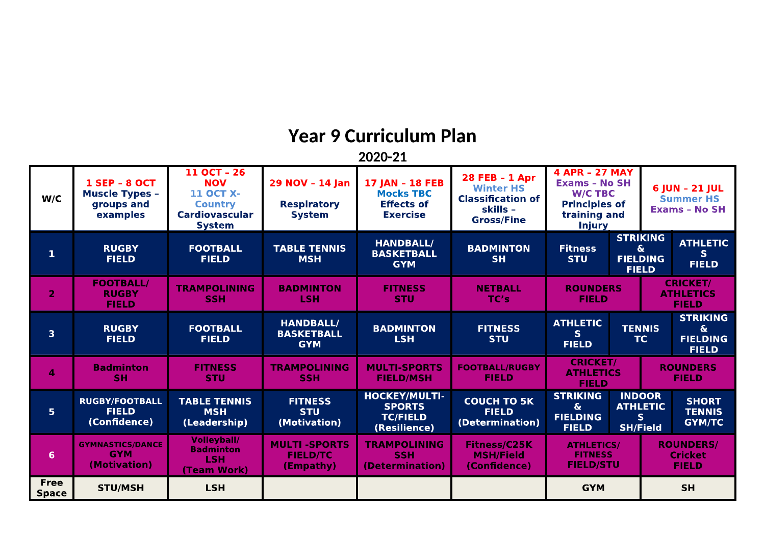# Year 9 Curriculum Plan

## 2020-21

| W/C | 1 SEP – 8 OCT Muscle Types – groups and examples | 11 OCT – 26 NOV 11 OCT X-Country Cardiovascular System | 29 NOV – 14 Jan Respiratory System | 17 JAN – 18 FEB Mocks TBC Effects of Exercise | 28 FEB – 1 Apr Winter HS Classification of skills – Gross/Fine | 4 APR – 27 MAY Exams – No SH W/C TBC Principles of training and Injury | | 6 JUN – 21 JUL Summer HS Exams – No SH |
|---|---|---|---|---|---|---|---|---|
| 1 | RUGBY FIELD | FOOTBALL FIELD | TABLE TENNIS MSH | HANDBALL/ BASKETBALL GYM | BADMINTON SH | Fitness STU | STRIKING & FIELDING FIELD | ATHLETICS FIELD |
| 2 | FOOTBALL/ RUGBY FIELD | TRAMPOLINING SSH | BADMINTON LSH | FITNESS STU | NETBALL TC's | ROUNDERS FIELD | | CRICKET/ ATHLETICS FIELD |
| 3 | RUGBY FIELD | FOOTBALL FIELD | HANDBALL/ BASKETBALL GYM | BADMINTON LSH | FITNESS STU | ATHLETICS FIELD | TENNIS TC | STRIKING & FIELDING FIELD |
| 4 | Badminton SH | FITNESS STU | TRAMPOLINING SSH | MULTI-SPORTS FIELD/MSH | FOOTBALL/RUGBY FIELD | CRICKET/ ATHLETICS FIELD | | ROUNDERS FIELD |
| 5 | RUGBY/FOOTBALL FIELD (Confidence) | TABLE TENNIS MSH (Leadership) | FITNESS STU (Motivation) | HOCKEY/MULTI-SPORTS TC/FIELD (Resilience) | COUCH TO 5K FIELD (Determination) | STRIKING & FIELDING FIELD | INDOOR ATHLETICS SH/Field | SHORT TENNIS GYM/TC |
| 6 | GYMNASTICS/DANCE GYM (Motivation) | Volleyball/ Badminton LSH (Team Work) | MULTI -SPORTS FIELD/TC (Empathy) | TRAMPOLINING SSH (Determination) | Fitness/C25K MSH/Field (Confidence) | ATHLETICS/ FITNESS FIELD/STU | | ROUNDERS/ Cricket FIELD |
| Free Space | STU/MSH | LSH | | | | GYM | | SH |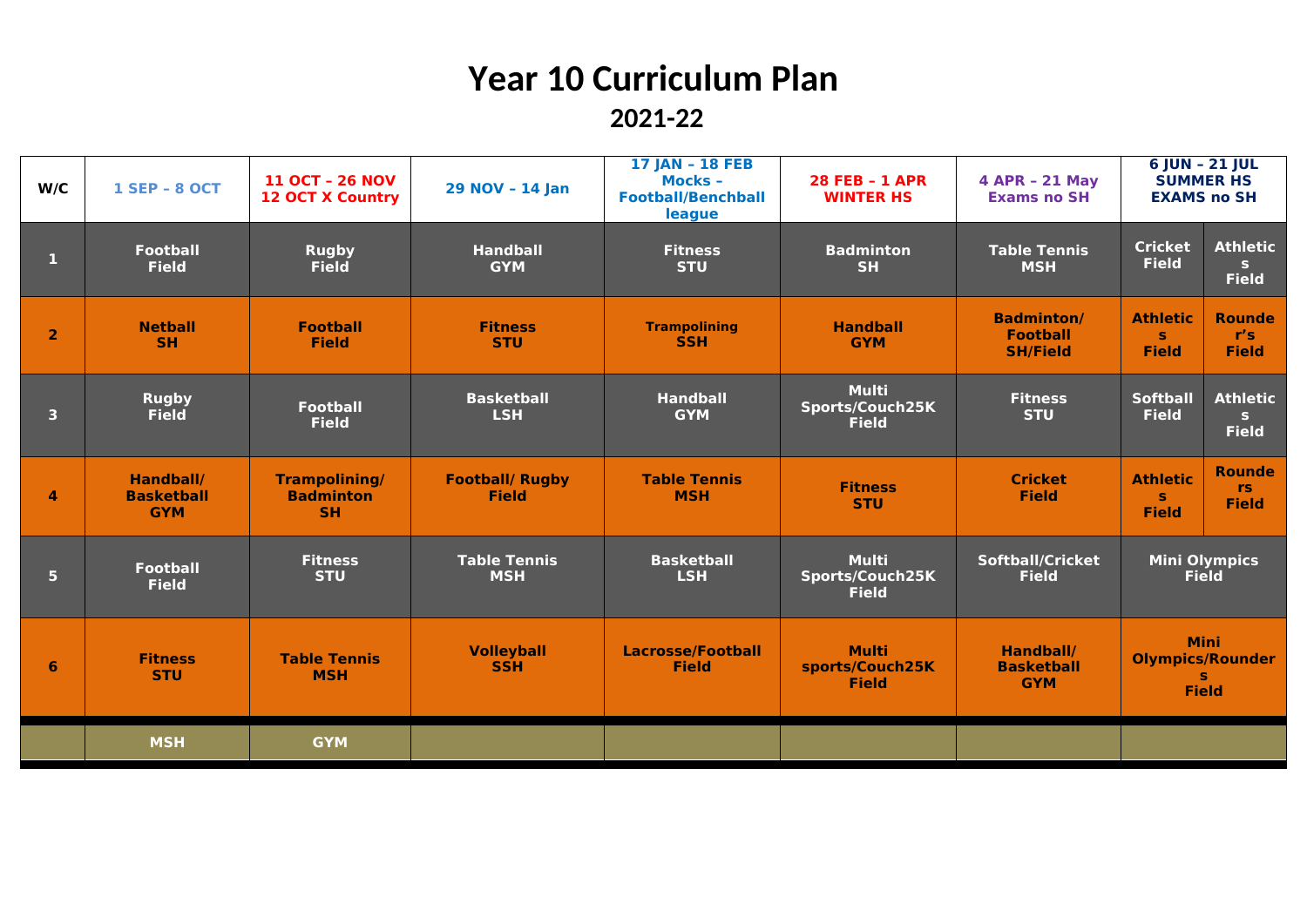# Year 10 Curriculum Plan

## 2021-22

| W/C | 1 SEP – 8 OCT | 11 OCT – 26 NOV 12 OCT X Country | 29 NOV – 14 Jan | 17 JAN – 18 FEB Mocks – Football/Benchball league | 28 FEB – 1 APR WINTER HS | 4 APR – 21 May Exams no SH | 6 JUN – 21 JUL SUMMER HS EXAMS no SH | |
|---|---|---|---|---|---|---|---|---|
| 1 | Football Field | Rugby Field | Handball GYM | Fitness STU | Badminton SH | Table Tennis MSH | Cricket Field | Athletics Field |
| 2 | Netball SH | Football Field | Fitness STU | Trampolining SSH | Handball GYM | Badminton/ Football SH/Field | Athletics Field | Rounder's Field |
| 3 | Rugby Field | Football Field | Basketball LSH | Handball GYM | Multi Sports/Couch25K Field | Fitness STU | Softball Field | Athletics Field |
| 4 | Handball/ Basketball GYM | Trampolining/ Badminton SH | Football/ Rugby Field | Table Tennis MSH | Fitness STU | Cricket Field | Athletics Field | Rounders Field |
| 5 | Football Field | Fitness STU | Table Tennis MSH | Basketball LSH | Multi Sports/Couch25K Field | Softball/Cricket Field | Mini Olympics Field | |
| 6 | Fitness STU | Table Tennis MSH | Volleyball SSH | Lacrosse/Football Field | Multi sports/Couch25K Field | Handball/ Basketball GYM | Mini Olympics/Rounders Field | |
| | MSH | GYM | | | | | | |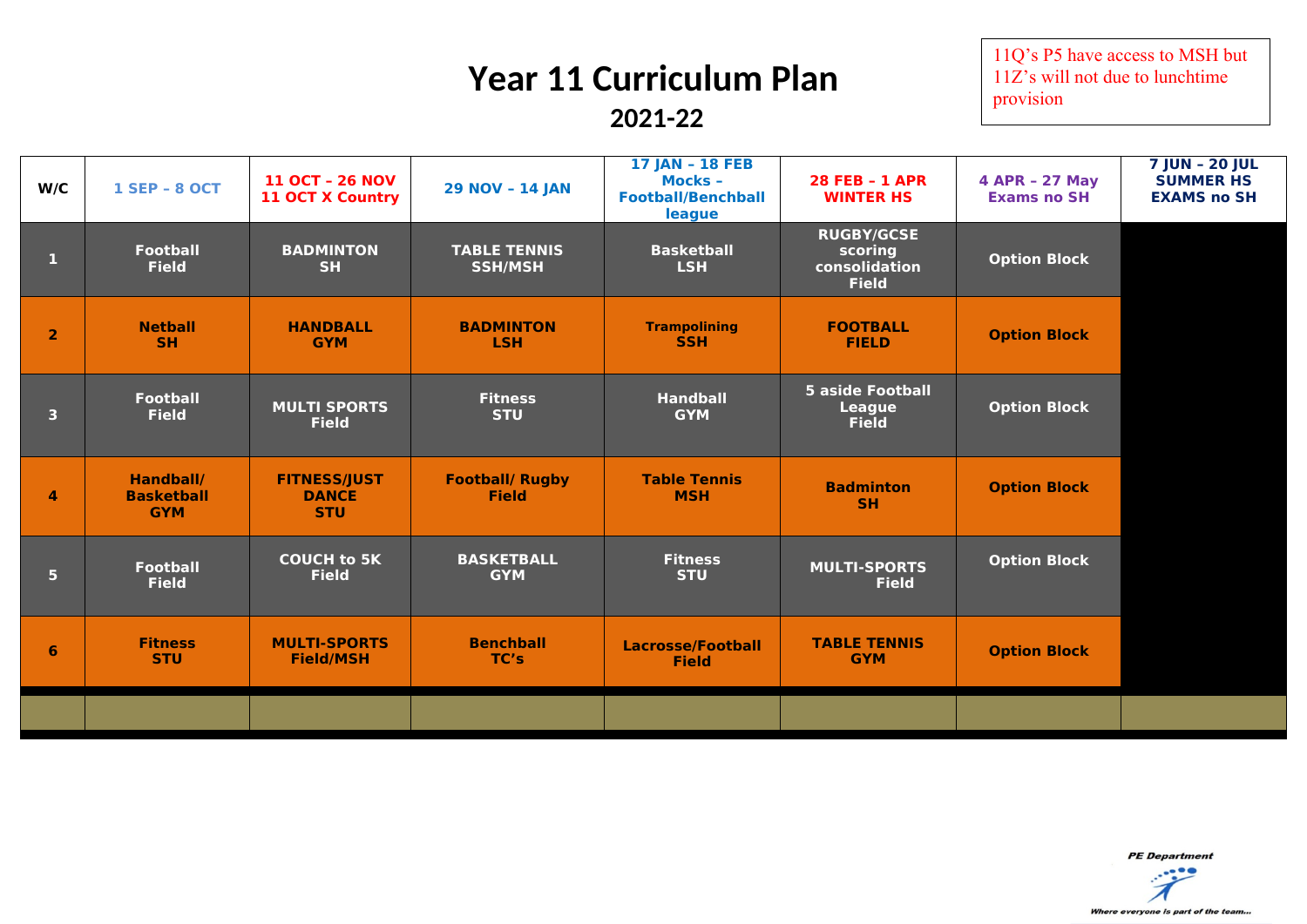# Year 11 Curriculum Plan

## 2021-22

11Q's P5 have access to MSH but 11Z's will not due to lunchtime provision

| W/C | 1 SEP – 8 OCT | 11 OCT – 26 NOV 11 OCT X Country | 29 NOV – 14 JAN | 17 JAN – 18 FEB Mocks – Football/Benchball league | 28 FEB – 1 APR WINTER HS | 4 APR – 27 May Exams no SH | 7 JUN – 20 JUL SUMMER HS EXAMS no SH |
|---|---|---|---|---|---|---|---|
| 1 | Football Field | BADMINTON SH | TABLE TENNIS SSH/MSH | Basketball LSH | RUGBY/GCSE scoring consolidation Field | Option Block | |
| 2 | Netball SH | HANDBALL GYM | BADMINTON LSH | Trampolining SSH | FOOTBALL FIELD | Option Block | |
| 3 | Football Field | MULTI SPORTS Field | Fitness STU | Handball GYM | 5 aside Football League Field | Option Block | |
| 4 | Handball/ Basketball GYM | FITNESS/JUST DANCE STU | Football/ Rugby Field | Table Tennis MSH | Badminton SH | Option Block | |
| 5 | Football Field | COUCH to 5K Field | BASKETBALL GYM | Fitness STU | MULTI-SPORTS Field | Option Block | |
| 6 | Fitness STU | MULTI-SPORTS Field/MSH | Benchball TC's | Lacrosse/Football Field | TABLE TENNIS GYM | Option Block | |
| | | | | | | | |

PE Department

Where everyone is part of the team...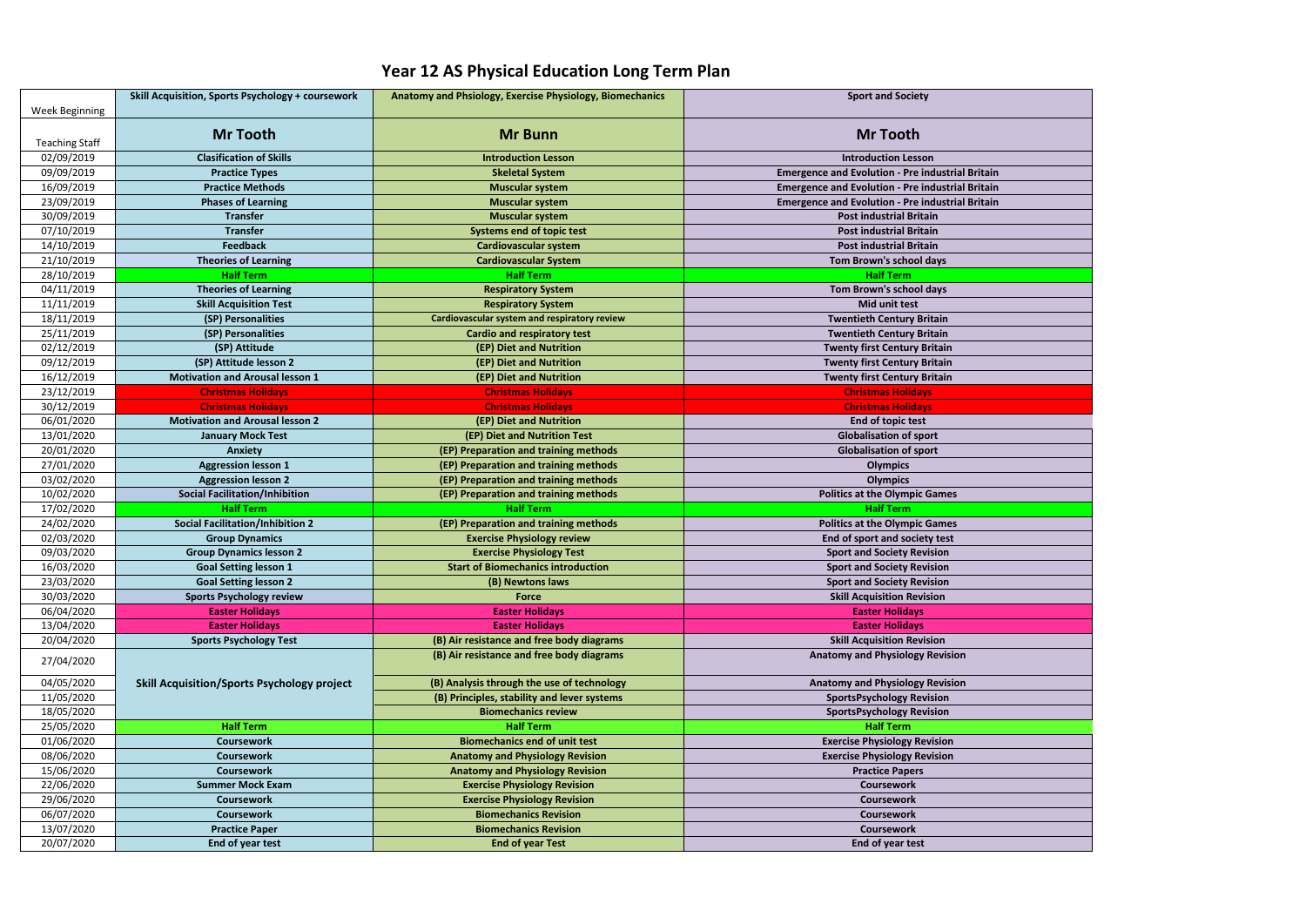# Year 12 AS Physical Education Long Term Plan

| Week Beginning | Skill Acquisition, Sports Psychology + coursework | Anatomy and Phsiology, Exercise Physiology, Biomechanics | Sport and Society |
|---|---|---|---|
| Teaching Staff | **Mr Tooth** | **Mr Bunn** | **Mr Tooth** |
| 02/09/2019 | **Clasification of Skills** | **Introduction Lesson** | **Introduction Lesson** |
| 09/09/2019 | **Practice Types** | **Skeletal System** | **Emergence and Evolution - Pre industrial Britain** |
| 16/09/2019 | **Practice Methods** | **Muscular system** | **Emergence and Evolution - Pre industrial Britain** |
| 23/09/2019 | **Phases of Learning** | **Muscular system** | **Emergence and Evolution - Pre industrial Britain** |
| 30/09/2019 | **Transfer** | **Muscular system** | **Post industrial Britain** |
| 07/10/2019 | **Transfer** | **Systems end of topic test** | **Post industrial Britain** |
| 14/10/2019 | **Feedback** | **Cardiovascular system** | **Post industrial Britain** |
| 21/10/2019 | **Theories of Learning** | **Cardiovascular System** | **Tom Brown's school days** |
| 28/10/2019 | **Half Term** | **Half Term** | **Half Term** |
| 04/11/2019 | **Theories of Learning** | **Respiratory System** | **Tom Brown's school days** |
| 11/11/2019 | **Skill Acquisition Test** | **Respiratory System** | **Mid unit test** |
| 18/11/2019 | **(SP) Personalities** | **Cardiovascular system and respiratory review** | **Twentieth Century Britain** |
| 25/11/2019 | **(SP) Personalities** | **Cardio and respiratory test** | **Twentieth Century Britain** |
| 02/12/2019 | **(SP) Attitude** | **(EP) Diet and Nutrition** | **Twenty first Century Britain** |
| 09/12/2019 | **(SP) Attitude lesson 2** | **(EP) Diet and Nutrition** | **Twenty first Century Britain** |
| 16/12/2019 | **Motivation and Arousal lesson 1** | **(EP) Diet and Nutrition** | **Twenty first Century Britain** |
| 23/12/2019 | **Christmas Holidays** | **Christmas Holidays** | **Christmas Holidays** |
| 30/12/2019 | **Christmas Holidays** | **Christmas Holidays** | **Christmas Holidays** |
| 06/01/2020 | **Motivation and Arousal lesson 2** | **(EP) Diet and Nutrition** | **End of topic test** |
| 13/01/2020 | **January Mock Test** | **(EP) Diet and Nutrition Test** | **Globalisation of sport** |
| 20/01/2020 | **Anxiety** | **(EP) Preparation and training methods** | **Globalisation of sport** |
| 27/01/2020 | **Aggression lesson 1** | **(EP) Preparation and training methods** | **Olympics** |
| 03/02/2020 | **Aggression lesson 2** | **(EP) Preparation and training methods** | **Olympics** |
| 10/02/2020 | **Social Facilitation/Inhibition** | **(EP) Preparation and training methods** | **Politics at the Olympic Games** |
| 17/02/2020 | **Half Term** | **Half Term** | **Half Term** |
| 24/02/2020 | **Social Facilitation/Inhibition 2** | **(EP) Preparation and training methods** | **Politics at the Olympic Games** |
| 02/03/2020 | **Group Dynamics** | **Exercise Physiology review** | **End of sport and society test** |
| 09/03/2020 | **Group Dynamics lesson 2** | **Exercise Physiology Test** | **Sport and Society Revision** |
| 16/03/2020 | **Goal Setting lesson 1** | **Start of Biomechanics introduction** | **Sport and Society Revision** |
| 23/03/2020 | **Goal Setting lesson 2** | **(B) Newtons laws** | **Sport and Society Revision** |
| 30/03/2020 | **Sports Psychology review** | **Force** | **Skill Acquisition Revision** |
| 06/04/2020 | **Easter Holidays** | **Easter Holidays** | **Easter Holidays** |
| 13/04/2020 | **Easter Holidays** | **Easter Holidays** | **Easter Holidays** |
| 20/04/2020 | **Sports Psychology Test** | **(B) Air resistance and free body diagrams** | **Skill Acquisition Revision** |
| 27/04/2020 | **Skill Acquisition/Sports Psychology project** | **(B) Air resistance and free body diagrams** | **Anatomy and Physiology Revision** |
| 04/05/2020 | | **(B) Analysis through the use of technology** | **Anatomy and Physiology Revision** |
| 11/05/2020 | | **(B) Principles, stability and lever systems** | **SportsPsychology Revision** |
| 18/05/2020 | | **Biomechanics review** | **SportsPsychology Revision** |
| 25/05/2020 | **Half Term** | **Half Term** | **Half Term** |
| 01/06/2020 | **Coursework** | **Biomechanics end of unit test** | **Exercise Physiology Revision** |
| 08/06/2020 | **Coursework** | **Anatomy and Physiology Revision** | **Exercise Physiology Revision** |
| 15/06/2020 | **Coursework** | **Anatomy and Physiology Revision** | **Practice Papers** |
| 22/06/2020 | **Summer Mock Exam** | **Exercise Physiology Revision** | **Coursework** |
| 29/06/2020 | **Coursework** | **Exercise Physiology Revision** | **Coursework** |
| 06/07/2020 | **Coursework** | **Biomechanics Revision** | **Coursework** |
| 13/07/2020 | **Practice Paper** | **Biomechanics Revision** | **Coursework** |
| 20/07/2020 | **End of year test** | **End of year Test** | **End of year test** |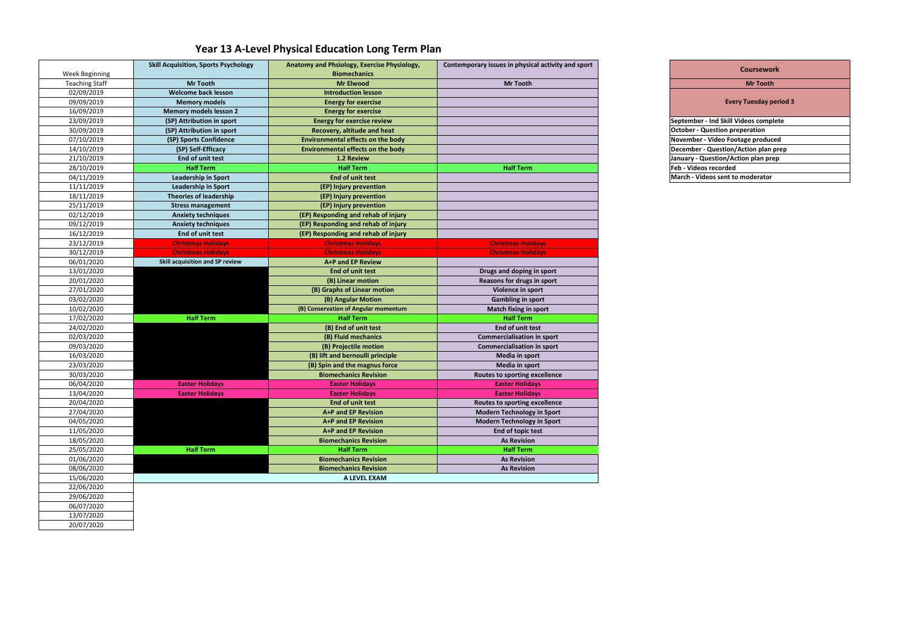# Year 13 A-Level Physical Education Long Term Plan

| Week Beginning | Skill Acquisition, Sports Psychology | Anatomy and Phsiology, Exercise Physiology, Biomechanics | Contemporary issues in physical activity and sport |
|---|---|---|---|
| Teaching Staff | Mr Tooth | Mr Elwood | Mr Tooth |
| 02/09/2019 | Welcome back lesson | Introduction lesson | |
| 09/09/2019 | Memory models | Energy for exercise | |
| 16/09/2019 | Memory models lesson 2 | Energy for exercise | |
| 23/09/2019 | (SP) Attribution in sport | Energy for exercise review | |
| 30/09/2019 | (SP) Attribution in sport | Recovery, altitude and heat | |
| 07/10/2019 | (SP) Sports Confidence | Environmental effects on the body | |
| 14/10/2019 | (SP) Self-Efficacy | Environmental effects on the body | |
| 21/10/2019 | End of unit test | 1.2 Review | |
| 28/10/2019 | Half Term | Half Term | Half Term |
| 04/11/2019 | Leadership in Sport | End of unit test | |
| 11/11/2019 | Leadership in Sport | (EP) Injury prevention | |
| 18/11/2019 | Theories of leadership | (EP) Injury prevention | |
| 25/11/2019 | Stress management | (EP) Injury prevention | |
| 02/12/2019 | Anxiety techniques | (EP) Responding and rehab of injury | |
| 09/12/2019 | Anxiety techniques | (EP) Responding and rehab of injury | |
| 16/12/2019 | End of unit test | (EP) Responding and rehab of injury | |
| 23/12/2019 | Christmas Holidays | Christmas Holidays | Christmas Holidays |
| 30/12/2019 | Christmas Holidays | Christmas Holidays | Christmas Holidays |
| 06/01/2020 | Skill acquisition and SP review | A+P and EP Review | |
| 13/01/2020 | | End of unit test | Drugs and doping in sport |
| 20/01/2020 | | (B) Linear motion | Reasons for drugs in sport |
| 27/01/2020 | | (B) Graphs of Linear motion | Violence in sport |
| 03/02/2020 | | (B) Angular Motion | Gambling in sport |
| 10/02/2020 | | (B) Conservation of Angular momentum | Match fixing in sport |
| 17/02/2020 | Half Term | Half Term | Half Term |
| 24/02/2020 | | (B) End of unit test | End of unit test |
| 02/03/2020 | | (B) Fluid mechanics | Commercialisation in sport |
| 09/03/2020 | | (B) Projectile motion | Commercialisation in sport |
| 16/03/2020 | | (B) lift and bernoulli principle | Media in sport |
| 23/03/2020 | | (B) Spin and the magnus force | Media in sport |
| 30/03/2020 | | Biomechanics Revision | Routes to sporting excellence |
| 06/04/2020 | Easter Holidays | Easter Holidays | Easter Holidays |
| 13/04/2020 | Easter Holidays | Easter Holidays | Easter Holidays |
| 20/04/2020 | | End of unit test | Routes to sporting excellence |
| 27/04/2020 | | A+P and EP Revision | Modern Technology in Sport |
| 04/05/2020 | | A+P and EP Revision | Modern Technology in Sport |
| 11/05/2020 | | A+P and EP Revision | End of topic test |
| 18/05/2020 | | Biomechanics Revision | As Revision |
| 25/05/2020 | Half Term | Half Term | Half Term |
| 01/06/2020 | | Biomechanics Revision | As Revision |
| 08/06/2020 | | Biomechanics Revision | As Revision |
| 15/06/2020 | | A LEVEL EXAM | |
| 22/06/2020 | | | |
| 29/06/2020 | | | |
| 06/07/2020 | | | |
| 13/07/2020 | | | |
| 20/07/2020 | | | |

| Coursework |
|---|
| Mr Tooth |
| Every Tuesday period 3 |
| September - Ind Skill Videos complete |
| October - Question preperation |
| November - Video Footage produced |
| December - Question/Action plan prep |
| January - Question/Action plan prep |
| Feb - Videos recorded |
| March - Videos sent to moderator |